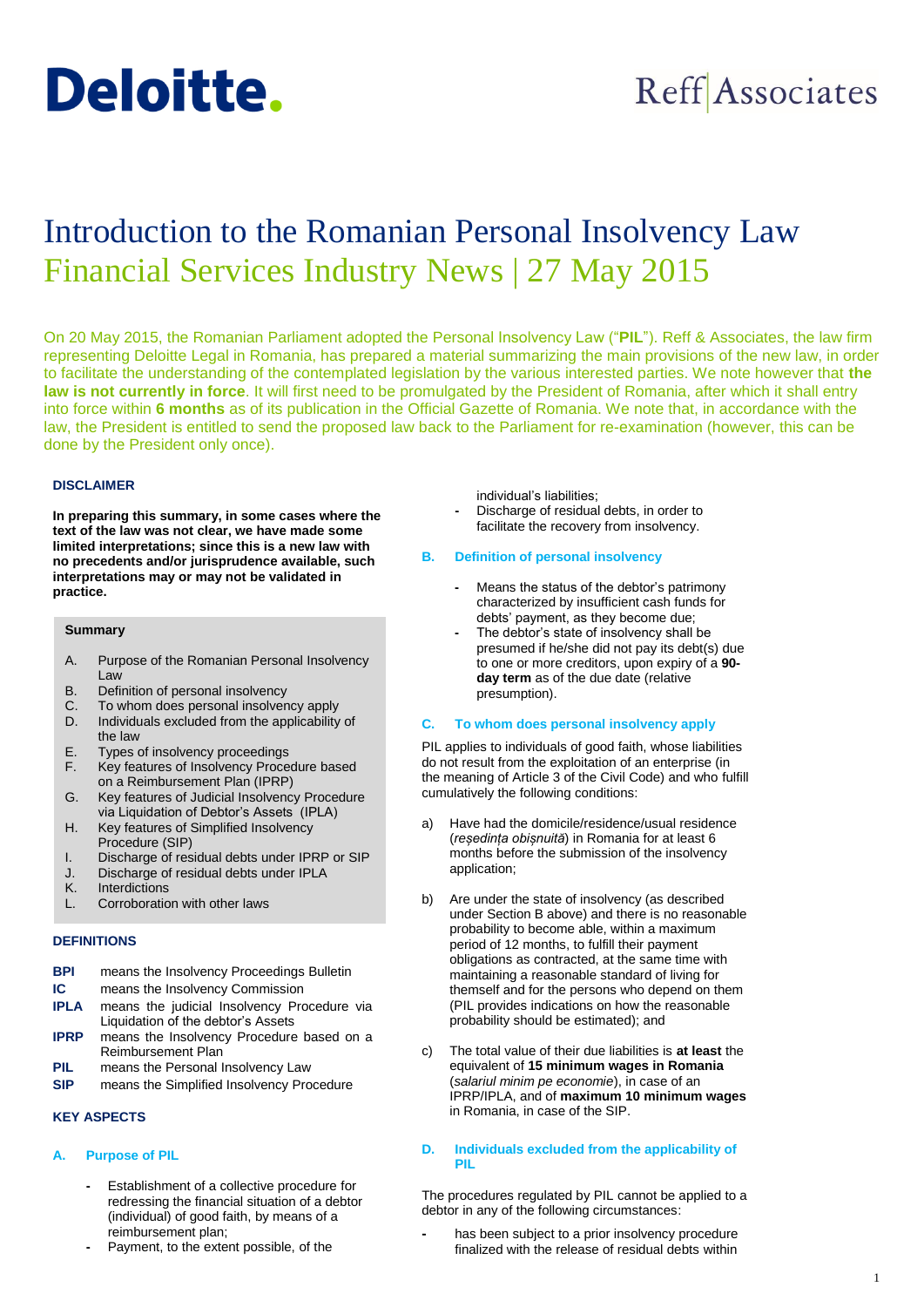Deloitte.

Reff Associates

# Introduction to the Romanian Personal Insolvency Law
## Financial Services Industry News | 27 May 2015

On 20 May 2015, the Romanian Parliament adopted the Personal Insolvency Law ("**PIL**"). Reff & Associates, the law firm representing Deloitte Legal in Romania, has prepared a material summarizing the main provisions of the new law, in order to facilitate the understanding of the contemplated legislation by the various interested parties. We note however that **the law is not currently in force**. It will first need to be promulgated by the President of Romania, after which it shall entry into force within **6 months** as of its publication in the Official Gazette of Romania. We note that, in accordance with the law, the President is entitled to send the proposed law back to the Parliament for re-examination (however, this can be done by the President only once).

**DISCLAIMER**

**In preparing this summary, in some cases where the text of the law was not clear, we have made some limited interpretations; since this is a new law with no precedents and/or jurisprudence available, such interpretations may or may not be validated in practice.**

**Summary**

A. Purpose of the Romanian Personal Insolvency Law
B. Definition of personal insolvency
C. To whom does personal insolvency apply
D. Individuals excluded from the applicability of the law
E. Types of insolvency proceedings
F. Key features of Insolvency Procedure based on a Reimbursement Plan (IPRP)
G. Key features of Judicial Insolvency Procedure via Liquidation of Debtor's Assets (IPLA)
H. Key features of Simplified Insolvency Procedure (SIP)
I. Discharge of residual debts under IPRP or SIP
J. Discharge of residual debts under IPLA
K. Interdictions
L. Corroboration with other laws

**DEFINITIONS**

**BPI** means the Insolvency Proceedings Bulletin
**IC** means the Insolvency Commission
**IPLA** means the judicial Insolvency Procedure via Liquidation of the debtor's Assets
**IPRP** means the Insolvency Procedure based on a Reimbursement Plan
**PIL** means the Personal Insolvency Law
**SIP** means the Simplified Insolvency Procedure

**KEY ASPECTS**

### A. Purpose of PIL

- Establishment of a collective procedure for redressing the financial situation of a debtor (individual) of good faith, by means of a reimbursement plan;
- Payment, to the extent possible, of the individual's liabilities;
- Discharge of residual debts, in order to facilitate the recovery from insolvency.

### B. Definition of personal insolvency

- Means the status of the debtor's patrimony characterized by insufficient cash funds for debts' payment, as they become due;
- The debtor's state of insolvency shall be presumed if he/she did not pay its debt(s) due to one or more creditors, upon expiry of a **90-day term** as of the due date (relative presumption).

### C. To whom does personal insolvency apply

PIL applies to individuals of good faith, whose liabilities do not result from the exploitation of an enterprise (in the meaning of Article 3 of the Civil Code) and who fulfill cumulatively the following conditions:

a) Have had the domicile/residence/usual residence (*reședința obișnuită*) in Romania for at least 6 months before the submission of the insolvency application;

b) Are under the state of insolvency (as described under Section B above) and there is no reasonable probability to become able, within a maximum period of 12 months, to fulfill their payment obligations as contracted, at the same time with maintaining a reasonable standard of living for themself and for the persons who depend on them (PIL provides indications on how the reasonable probability should be estimated); and

c) The total value of their due liabilities is **at least** the equivalent of **15 minimum wages in Romania** (*salariul minim pe economie*), in case of an IPRP/IPLA, and of **maximum 10 minimum wages** in Romania, in case of the SIP.

### D. Individuals excluded from the applicability of PIL

The procedures regulated by PIL cannot be applied to a debtor in any of the following circumstances:

- has been subject to a prior insolvency procedure finalized with the release of residual debts within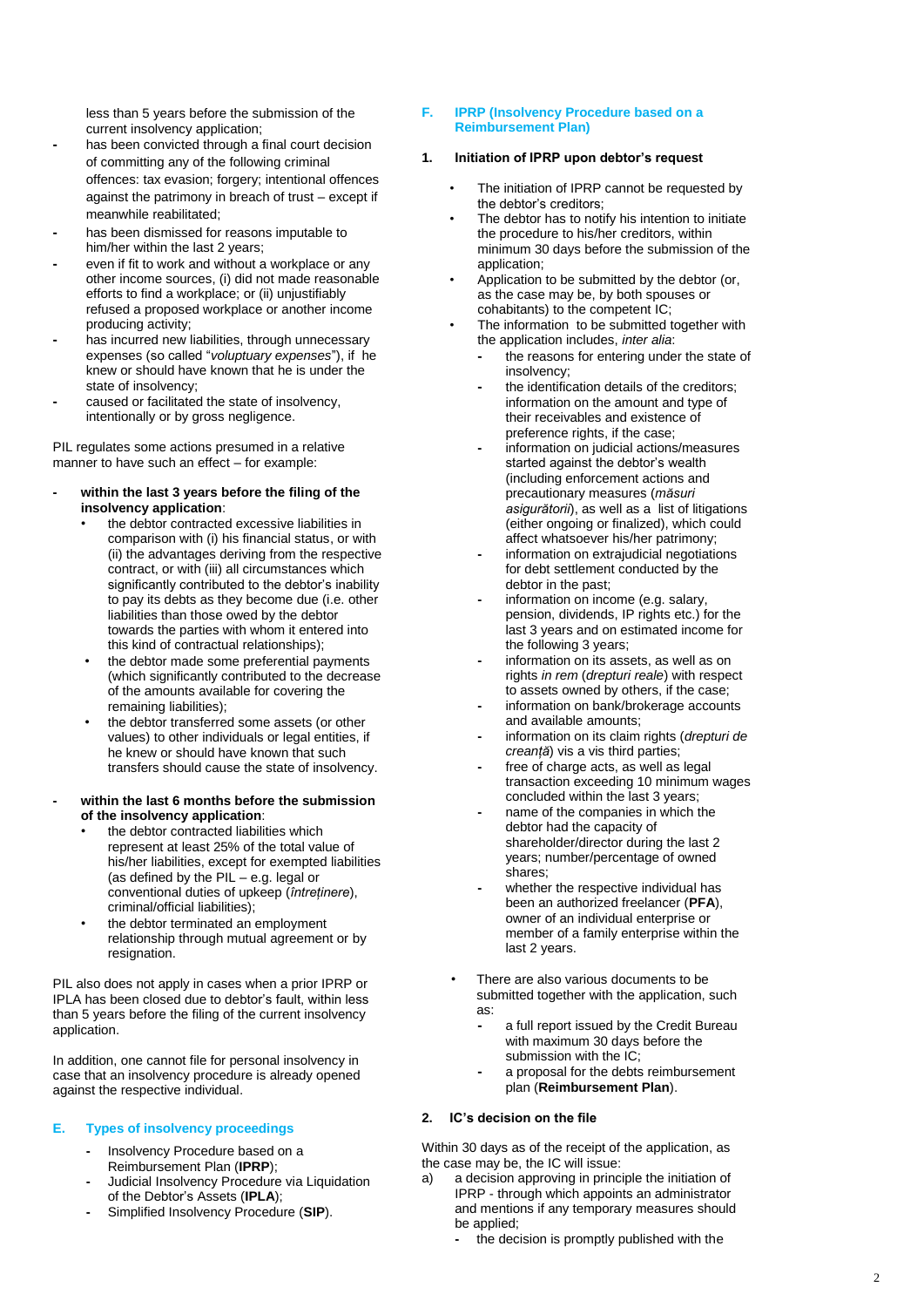less than 5 years before the submission of the current insolvency application;

- has been convicted through a final court decision of committing any of the following criminal offences: tax evasion; forgery; intentional offences against the patrimony in breach of trust – except if meanwhile rehabilitated;
- has been dismissed for reasons imputable to him/her within the last 2 years;
- even if fit to work and without a workplace or any other income sources, (i) did not made reasonable efforts to find a workplace; or (ii) unjustifiably refused a proposed workplace or another income producing activity;
- has incurred new liabilities, through unnecessary expenses (so called "*voluptuary expenses*"), if he knew or should have known that he is under the state of insolvency;
- caused or facilitated the state of insolvency, intentionally or by gross negligence.

PIL regulates some actions presumed in a relative manner to have such an effect – for example:

- **within the last 3 years before the filing of the insolvency application**:
  - the debtor contracted excessive liabilities in comparison with (i) his financial status, or with (ii) the advantages deriving from the respective contract, or with (iii) all circumstances which significantly contributed to the debtor's inability to pay its debts as they become due (i.e. other liabilities than those owed by the debtor towards the parties with whom it entered into this kind of contractual relationships);
  - the debtor made some preferential payments (which significantly contributed to the decrease of the amounts available for covering the remaining liabilities);
  - the debtor transferred some assets (or other values) to other individuals or legal entities, if he knew or should have known that such transfers should cause the state of insolvency.
- **within the last 6 months before the submission of the insolvency application**:
  - the debtor contracted liabilities which represent at least 25% of the total value of his/her liabilities, except for exempted liabilities (as defined by the PIL – e.g. legal or conventional duties of upkeep (*întreținere*), criminal/official liabilities);
  - the debtor terminated an employment relationship through mutual agreement or by resignation.

PIL also does not apply in cases when a prior IPRP or IPLA has been closed due to debtor's fault, within less than 5 years before the filing of the current insolvency application.

In addition, one cannot file for personal insolvency in case that an insolvency procedure is already opened against the respective individual.

## E. Types of insolvency proceedings

- Insolvency Procedure based on a Reimbursement Plan (**IPRP**);
- Judicial Insolvency Procedure via Liquidation of the Debtor's Assets (**IPLA**);
- Simplified Insolvency Procedure (**SIP**).

## F. IPRP (Insolvency Procedure based on a Reimbursement Plan)

### 1. Initiation of IPRP upon debtor's request

- The initiation of IPRP cannot be requested by the debtor's creditors;
- The debtor has to notify his intention to initiate the procedure to his/her creditors, within minimum 30 days before the submission of the application;
- Application to be submitted by the debtor (or, as the case may be, by both spouses or cohabitants) to the competent IC;
- The information to be submitted together with the application includes, *inter alia*:
  - the reasons for entering under the state of insolvency;
  - the identification details of the creditors; information on the amount and type of their receivables and existence of preference rights, if the case;
  - information on judicial actions/measures started against the debtor's wealth (including enforcement actions and precautionary measures (*măsuri asigurătorii*), as well as a list of litigations (either ongoing or finalized), which could affect whatsoever his/her patrimony;
  - information on extrajudicial negotiations for debt settlement conducted by the debtor in the past;
  - information on income (e.g. salary, pension, dividends, IP rights etc.) for the last 3 years and on estimated income for the following 3 years;
  - information on its assets, as well as on rights *in rem* (*drepturi reale*) with respect to assets owned by others, if the case;
  - information on bank/brokerage accounts and available amounts;
  - information on its claim rights (*drepturi de creanță*) vis a vis third parties;
  - free of charge acts, as well as legal transaction exceeding 10 minimum wages concluded within the last 3 years;
  - name of the companies in which the debtor had the capacity of shareholder/director during the last 2 years; number/percentage of owned shares;
  - whether the respective individual has been an authorized freelancer (**PFA**), owner of an individual enterprise or member of a family enterprise within the last 2 years.
- There are also various documents to be submitted together with the application, such as:
  - a full report issued by the Credit Bureau with maximum 30 days before the submission with the IC;
  - a proposal for the debts reimbursement plan (**Reimbursement Plan**).

### 2. IC's decision on the file

Within 30 days as of the receipt of the application, as the case may be, the IC will issue:

a) a decision approving in principle the initiation of IPRP - through which appoints an administrator and mentions if any temporary measures should be applied;
   - the decision is promptly published with the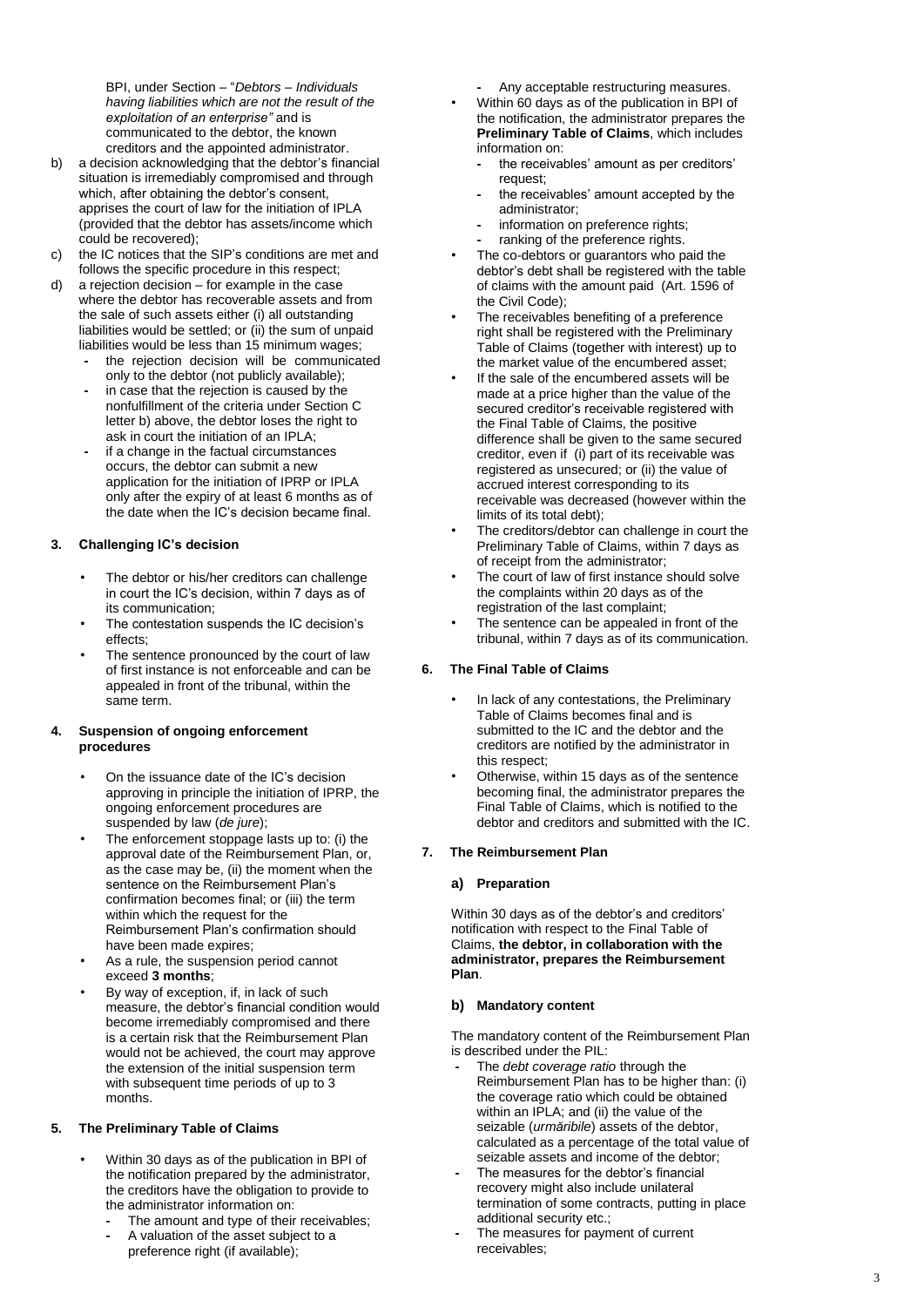BPI, under Section – "*Debtors – Individuals having liabilities which are not the result of the exploitation of an enterprise*" and is communicated to the debtor, the known creditors and the appointed administrator.

b) a decision acknowledging that the debtor's financial situation is irremediably compromised and through which, after obtaining the debtor's consent, apprises the court of law for the initiation of IPLA (provided that the debtor has assets/income which could be recovered);

c) the IC notices that the SIP's conditions are met and follows the specific procedure in this respect;

d) a rejection decision – for example in the case where the debtor has recoverable assets and from the sale of such assets either (i) all outstanding liabilities would be settled; or (ii) the sum of unpaid liabilities would be less than 15 minimum wages;
   - the rejection decision will be communicated only to the debtor (not publicly available);
   - in case that the rejection is caused by the nonfulfillment of the criteria under Section C letter b) above, the debtor loses the right to ask in court the initiation of an IPLA;
   - if a change in the factual circumstances occurs, the debtor can submit a new application for the initiation of IPRP or IPLA only after the expiry of at least 6 months as of the date when the IC's decision became final.

### 3. Challenging IC's decision

- The debtor or his/her creditors can challenge in court the IC's decision, within 7 days as of its communication;
- The contestation suspends the IC decision's effects;
- The sentence pronounced by the court of law of first instance is not enforceable and can be appealed in front of the tribunal, within the same term.

### 4. Suspension of ongoing enforcement procedures

- On the issuance date of the IC's decision approving in principle the initiation of IPRP, the ongoing enforcement procedures are suspended by law (*de jure*);
- The enforcement stoppage lasts up to: (i) the approval date of the Reimbursement Plan, or, as the case may be, (ii) the moment when the sentence on the Reimbursement Plan's confirmation becomes final; or (iii) the term within which the request for the Reimbursement Plan's confirmation should have been made expires;
- As a rule, the suspension period cannot exceed **3 months**;
- By way of exception, if, in lack of such measure, the debtor's financial condition would become irremediably compromised and there is a certain risk that the Reimbursement Plan would not be achieved, the court may approve the extension of the initial suspension term with subsequent time periods of up to 3 months.

### 5. The Preliminary Table of Claims

- Within 30 days as of the publication in BPI of the notification prepared by the administrator, the creditors have the obligation to provide to the administrator information on:
  - The amount and type of their receivables;
  - A valuation of the asset subject to a preference right (if available);
  - Any acceptable restructuring measures.
- Within 60 days as of the publication in BPI of the notification, the administrator prepares the **Preliminary Table of Claims**, which includes information on:
  - the receivables' amount as per creditors' request;
  - the receivables' amount accepted by the administrator;
  - information on preference rights;
  - ranking of the preference rights.
- The co-debtors or guarantors who paid the debtor's debt shall be registered with the table of claims with the amount paid (Art. 1596 of the Civil Code);
- The receivables benefiting of a preference right shall be registered with the Preliminary Table of Claims (together with interest) up to the market value of the encumbered asset;
- If the sale of the encumbered assets will be made at a price higher than the value of the secured creditor's receivable registered with the Final Table of Claims, the positive difference shall be given to the same secured creditor, even if (i) part of its receivable was registered as unsecured; or (ii) the value of accrued interest corresponding to its receivable was decreased (however within the limits of its total debt);
- The creditors/debtor can challenge in court the Preliminary Table of Claims, within 7 days as of receipt from the administrator;
- The court of law of first instance should solve the complaints within 20 days as of the registration of the last complaint;
- The sentence can be appealed in front of the tribunal, within 7 days as of its communication.

### 6. The Final Table of Claims

- In lack of any contestations, the Preliminary Table of Claims becomes final and is submitted to the IC and the debtor and the creditors are notified by the administrator in this respect;
- Otherwise, within 15 days as of the sentence becoming final, the administrator prepares the Final Table of Claims, which is notified to the debtor and creditors and submitted with the IC.

### 7. The Reimbursement Plan

#### a) Preparation

Within 30 days as of the debtor's and creditors' notification with respect to the Final Table of Claims, **the debtor, in collaboration with the administrator, prepares the Reimbursement Plan**.

#### b) Mandatory content

The mandatory content of the Reimbursement Plan is described under the PIL:

- The *debt coverage ratio* through the Reimbursement Plan has to be higher than: (i) the coverage ratio which could be obtained within an IPLA; and (ii) the value of the seizable (*urmăribile*) assets of the debtor, calculated as a percentage of the total value of seizable assets and income of the debtor;
- The measures for the debtor's financial recovery might also include unilateral termination of some contracts, putting in place additional security etc.;
- The measures for payment of current receivables;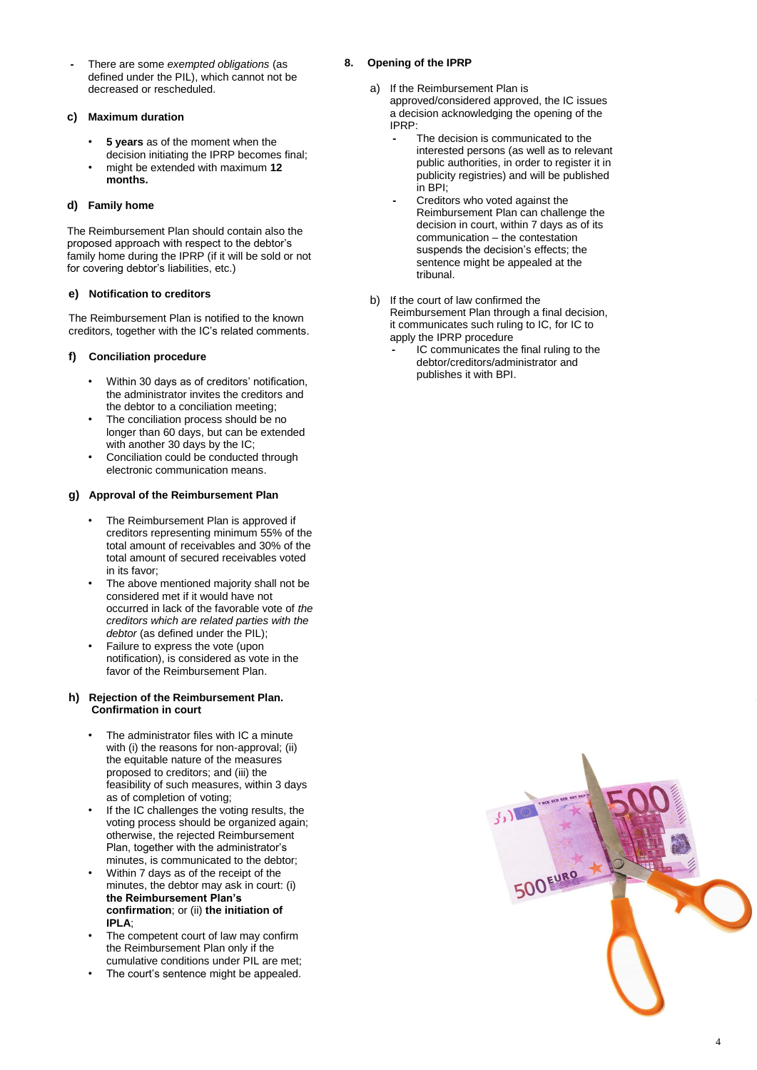- There are some *exempted obligations* (as defined under the PIL), which cannot not be decreased or rescheduled.

#### c) Maximum duration

- **5 years** as of the moment when the decision initiating the IPRP becomes final;
- might be extended with maximum **12 months.**

#### d) Family home

The Reimbursement Plan should contain also the proposed approach with respect to the debtor's family home during the IPRP (if it will be sold or not for covering debtor's liabilities, etc.)

#### e) Notification to creditors

The Reimbursement Plan is notified to the known creditors, together with the IC's related comments.

#### f) Conciliation procedure

- Within 30 days as of creditors' notification, the administrator invites the creditors and the debtor to a conciliation meeting;
- The conciliation process should be no longer than 60 days, but can be extended with another 30 days by the IC;
- Conciliation could be conducted through electronic communication means.

#### g) Approval of the Reimbursement Plan

- The Reimbursement Plan is approved if creditors representing minimum 55% of the total amount of receivables and 30% of the total amount of secured receivables voted in its favor;
- The above mentioned majority shall not be considered met if it would have not occurred in lack of the favorable vote of *the creditors which are related parties with the debtor* (as defined under the PIL);
- Failure to express the vote (upon notification), is considered as vote in the favor of the Reimbursement Plan.

#### h) Rejection of the Reimbursement Plan. Confirmation in court

- The administrator files with IC a minute with (i) the reasons for non-approval; (ii) the equitable nature of the measures proposed to creditors; and (iii) the feasibility of such measures, within 3 days as of completion of voting;
- If the IC challenges the voting results, the voting process should be organized again; otherwise, the rejected Reimbursement Plan, together with the administrator's minutes, is communicated to the debtor;
- Within 7 days as of the receipt of the minutes, the debtor may ask in court: (i) **the Reimbursement Plan's confirmation**; or (ii) **the initiation of IPLA**;
- The competent court of law may confirm the Reimbursement Plan only if the cumulative conditions under PIL are met;
- The court's sentence might be appealed.

### 8. Opening of the IPRP

a) If the Reimbursement Plan is approved/considered approved, the IC issues a decision acknowledging the opening of the IPRP:
   - The decision is communicated to the interested persons (as well as to relevant public authorities, in order to register it in publicity registries) and will be published in BPI;
   - Creditors who voted against the Reimbursement Plan can challenge the decision in court, within 7 days as of its communication – the contestation suspends the decision's effects; the sentence might be appealed at the tribunal.

b) If the court of law confirmed the Reimbursement Plan through a final decision, it communicates such ruling to IC, for IC to apply the IPRP procedure
   - IC communicates the final ruling to the debtor/creditors/administrator and publishes it with BPI.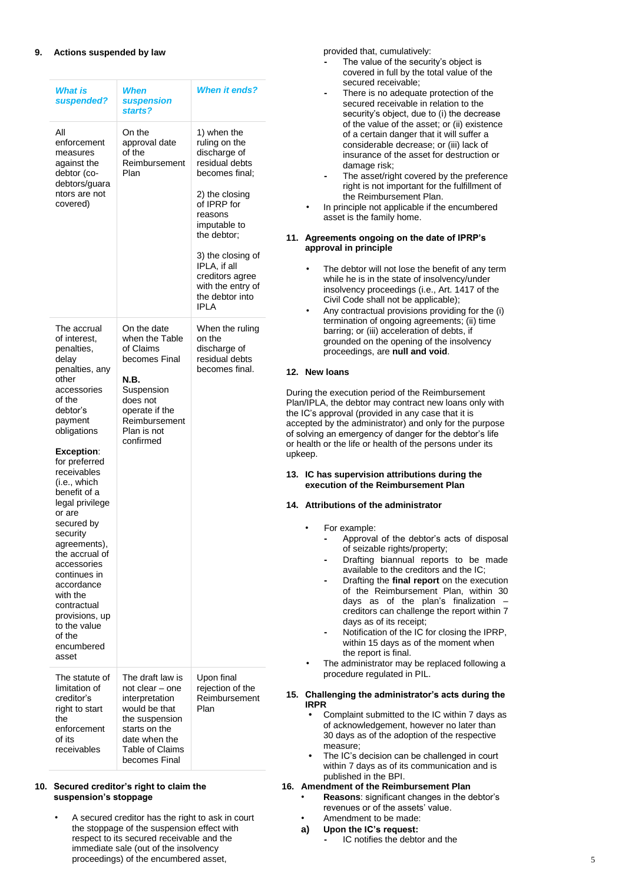## 9. Actions suspended by law

| *What is suspended?* | *When suspension starts?* | *When it ends?* |
|---|---|---|
| All enforcement measures against the debtor (co-debtors/guarantors are not covered) | On the approval date of the Reimbursement Plan | 1) when the ruling on the discharge of residual debts becomes final; 2) the closing of IPRP for reasons imputable to the debtor; 3) the closing of IPLA, if all creditors agree with the entry of the debtor into IPLA |
| The accrual of interest, penalties, delay penalties, any other accessories of the debtor's payment obligations **Exception**: for preferred receivables (i.e., which benefit of a legal privilege or are secured by security agreements), the accrual of accessories continues in accordance with the contractual provisions, up to the value of the encumbered asset | On the date when the Table of Claims becomes Final **N.B.** Suspension does not operate if the Reimbursement Plan is not confirmed | When the ruling on the discharge of residual debts becomes final. |
| The statute of limitation of creditor's right to start the enforcement of its receivables | The draft law is not clear – one interpretation would be that the suspension starts on the date when the Table of Claims becomes Final | Upon final rejection of the Reimbursement Plan |

## 10. Secured creditor's right to claim the suspension's stoppage

- A secured creditor has the right to ask in court the stoppage of the suspension effect with respect to its secured receivable and the immediate sale (out of the insolvency proceedings) of the encumbered asset, provided that, cumulatively:
  - The value of the security's object is covered in full by the total value of the secured receivable;
  - There is no adequate protection of the secured receivable in relation to the security's object, due to (i) the decrease of the value of the asset; or (ii) existence of a certain danger that it will suffer a considerable decrease; or (iii) lack of insurance of the asset for destruction or damage risk;
  - The asset/right covered by the preference right is not important for the fulfillment of the Reimbursement Plan.
- In principle not applicable if the encumbered asset is the family home.

## 11. Agreements ongoing on the date of IPRP's approval in principle

- The debtor will not lose the benefit of any term while he is in the state of insolvency/under insolvency proceedings (i.e., Art. 1417 of the Civil Code shall not be applicable);
- Any contractual provisions providing for the (i) termination of ongoing agreements; (ii) time barring; or (iii) acceleration of debts, if grounded on the opening of the insolvency proceedings, are **null and void**.

## 12. New loans

During the execution period of the Reimbursement Plan/IPLA, the debtor may contract new loans only with the IC's approval (provided in any case that it is accepted by the administrator) and only for the purpose of solving an emergency of danger for the debtor's life or health or the life or health of the persons under its upkeep.

## 13. IC has supervision attributions during the execution of the Reimbursement Plan

## 14. Attributions of the administrator

- For example:
  - Approval of the debtor's acts of disposal of seizable rights/property;
  - Drafting biannual reports to be made available to the creditors and the IC;
  - Drafting the **final report** on the execution of the Reimbursement Plan, within 30 days as of the plan's finalization – creditors can challenge the report within 7 days as of its receipt;
  - Notification of the IC for closing the IPRP, within 15 days as of the moment when the report is final.
- The administrator may be replaced following a procedure regulated in PIL.

## 15. Challenging the administrator's acts during the IRPR

- Complaint submitted to the IC within 7 days as of acknowledgement, however no later than 30 days as of the adoption of the respective measure;
- The IC's decision can be challenged in court within 7 days as of its communication and is published in the BPI.

## 16. Amendment of the Reimbursement Plan

- **Reasons**: significant changes in the debtor's revenues or of the assets' value.
- Amendment to be made:

**a) Upon the IC's request:**

- IC notifies the debtor and the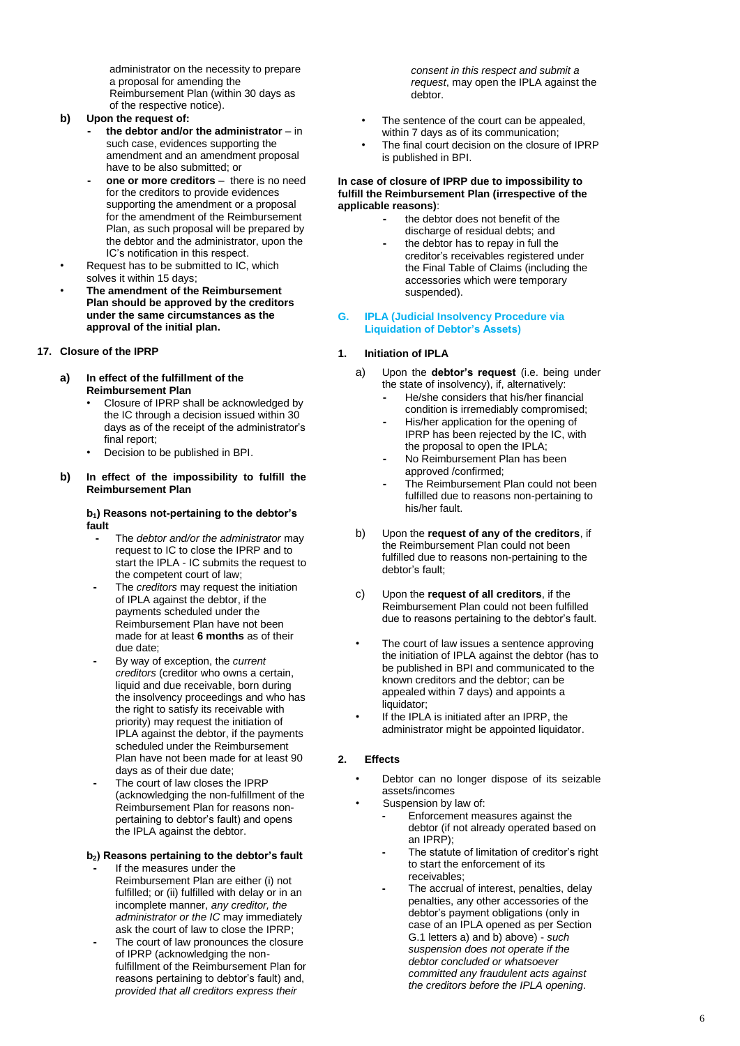administrator on the necessity to prepare a proposal for amending the Reimbursement Plan (within 30 days as of the respective notice).

**b) Upon the request of:**

- **the debtor and/or the administrator** – in such case, evidences supporting the amendment and an amendment proposal have to be also submitted; or
- **one or more creditors** – there is no need for the creditors to provide evidences supporting the amendment or a proposal for the amendment of the Reimbursement Plan, as such proposal will be prepared by the debtor and the administrator, upon the IC's notification in this respect.

- Request has to be submitted to IC, which solves it within 15 days;
- **The amendment of the Reimbursement Plan should be approved by the creditors under the same circumstances as the approval of the initial plan.**

## 17. Closure of the IPRP

**a) In effect of the fulfillment of the Reimbursement Plan**

- Closure of IPRP shall be acknowledged by the IC through a decision issued within 30 days as of the receipt of the administrator's final report;
- Decision to be published in BPI.

**b) In effect of the impossibility to fulfill the Reimbursement Plan**

**$b_1$) Reasons not-pertaining to the debtor's fault**

- The *debtor and/or the administrator* may request to IC to close the IPRP and to start the IPLA - IC submits the request to the competent court of law;
- The *creditors* may request the initiation of IPLA against the debtor, if the payments scheduled under the Reimbursement Plan have not been made for at least **6 months** as of their due date;
- By way of exception, the *current creditors* (creditor who owns a certain, liquid and due receivable, born during the insolvency proceedings and who has the right to satisfy its receivable with priority) may request the initiation of IPLA against the debtor, if the payments scheduled under the Reimbursement Plan have not been made for at least 90 days as of their due date;
- The court of law closes the IPRP (acknowledging the non-fulfillment of the Reimbursement Plan for reasons non-pertaining to debtor's fault) and opens the IPLA against the debtor.

**$b_2$) Reasons pertaining to the debtor's fault**

- If the measures under the Reimbursement Plan are either (i) not fulfilled; or (ii) fulfilled with delay or in an incomplete manner, *any creditor, the administrator or the IC* may immediately ask the court of law to close the IPRP;
- The court of law pronounces the closure of IPRP (acknowledging the non-fulfillment of the Reimbursement Plan for reasons pertaining to debtor's fault) and, *provided that all creditors express their consent in this respect and submit a request*, may open the IPLA against the debtor.

- The sentence of the court can be appealed, within 7 days as of its communication;
- The final court decision on the closure of IPRP is published in BPI.

**In case of closure of IPRP due to impossibility to fulfill the Reimbursement Plan (irrespective of the applicable reasons)**:

- the debtor does not benefit of the discharge of residual debts; and
- the debtor has to repay in full the creditor's receivables registered under the Final Table of Claims (including the accessories which were temporary suspended).

## G. IPLA (Judicial Insolvency Procedure via Liquidation of Debtor's Assets)

### 1. Initiation of IPLA

a) Upon the **debtor's request** (i.e. being under the state of insolvency), if, alternatively:

- He/she considers that his/her financial condition is irremediably compromised;
- His/her application for the opening of IPRP has been rejected by the IC, with the proposal to open the IPLA;
- No Reimbursement Plan has been approved /confirmed;
- The Reimbursement Plan could not been fulfilled due to reasons non-pertaining to his/her fault.

b) Upon the **request of any of the creditors**, if the Reimbursement Plan could not been fulfilled due to reasons non-pertaining to the debtor's fault;

c) Upon the **request of all creditors**, if the Reimbursement Plan could not been fulfilled due to reasons pertaining to the debtor's fault.

- The court of law issues a sentence approving the initiation of IPLA against the debtor (has to be published in BPI and communicated to the known creditors and the debtor; can be appealed within 7 days) and appoints a liquidator;
- If the IPLA is initiated after an IPRP, the administrator might be appointed liquidator.

### 2. Effects

- Debtor can no longer dispose of its seizable assets/incomes
- Suspension by law of:
  - Enforcement measures against the debtor (if not already operated based on an IPRP);
  - The statute of limitation of creditor's right to start the enforcement of its receivables;
  - The accrual of interest, penalties, delay penalties, any other accessories of the debtor's payment obligations (only in case of an IPLA opened as per Section G.1 letters a) and b) above) - *such suspension does not operate if the debtor concluded or whatsoever committed any fraudulent acts against the creditors before the IPLA opening*.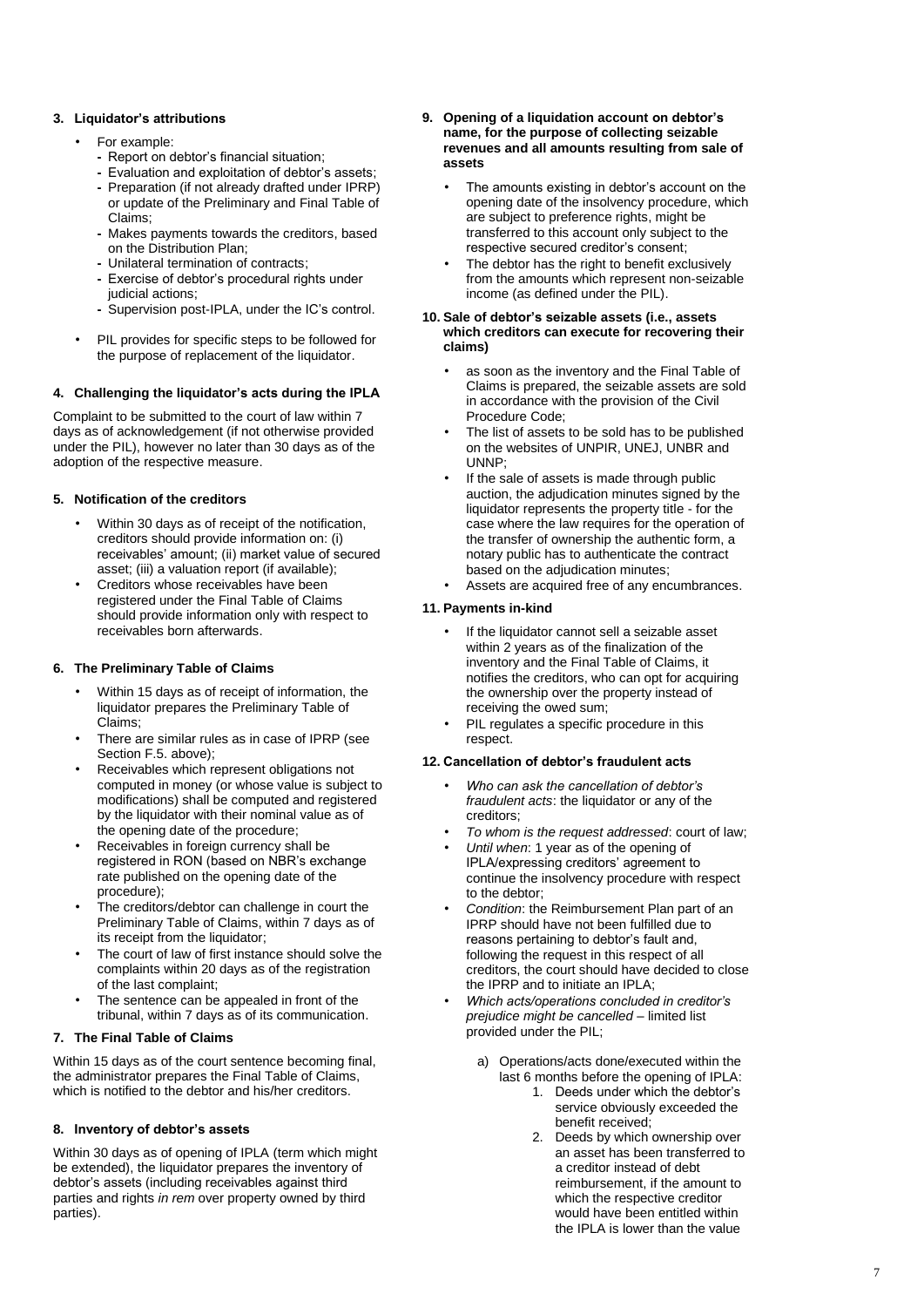### 3. Liquidator's attributions

- For example:
  - Report on debtor's financial situation;
  - Evaluation and exploitation of debtor's assets;
  - Preparation (if not already drafted under IPRP) or update of the Preliminary and Final Table of Claims;
  - Makes payments towards the creditors, based on the Distribution Plan;
  - Unilateral termination of contracts;
  - Exercise of debtor's procedural rights under judicial actions;
  - Supervision post-IPLA, under the IC's control.
- PIL provides for specific steps to be followed for the purpose of replacement of the liquidator.

### 4. Challenging the liquidator's acts during the IPLA

Complaint to be submitted to the court of law within 7 days as of acknowledgement (if not otherwise provided under the PIL), however no later than 30 days as of the adoption of the respective measure.

### 5. Notification of the creditors

- Within 30 days as of receipt of the notification, creditors should provide information on: (i) receivables' amount; (ii) market value of secured asset; (iii) a valuation report (if available);
- Creditors whose receivables have been registered under the Final Table of Claims should provide information only with respect to receivables born afterwards.

### 6. The Preliminary Table of Claims

- Within 15 days as of receipt of information, the liquidator prepares the Preliminary Table of Claims;
- There are similar rules as in case of IPRP (see Section F.5. above);
- Receivables which represent obligations not computed in money (or whose value is subject to modifications) shall be computed and registered by the liquidator with their nominal value as of the opening date of the procedure;
- Receivables in foreign currency shall be registered in RON (based on NBR's exchange rate published on the opening date of the procedure);
- The creditors/debtor can challenge in court the Preliminary Table of Claims, within 7 days as of its receipt from the liquidator;
- The court of law of first instance should solve the complaints within 20 days as of the registration of the last complaint;
- The sentence can be appealed in front of the tribunal, within 7 days as of its communication.

### 7. The Final Table of Claims

Within 15 days as of the court sentence becoming final, the administrator prepares the Final Table of Claims, which is notified to the debtor and his/her creditors.

### 8. Inventory of debtor's assets

Within 30 days as of opening of IPLA (term which might be extended), the liquidator prepares the inventory of debtor's assets (including receivables against third parties and rights *in rem* over property owned by third parties).

### 9. Opening of a liquidation account on debtor's name, for the purpose of collecting seizable revenues and all amounts resulting from sale of assets

- The amounts existing in debtor's account on the opening date of the insolvency procedure, which are subject to preference rights, might be transferred to this account only subject to the respective secured creditor's consent;
- The debtor has the right to benefit exclusively from the amounts which represent non-seizable income (as defined under the PIL).

### 10. Sale of debtor's seizable assets (i.e., assets which creditors can execute for recovering their claims)

- as soon as the inventory and the Final Table of Claims is prepared, the seizable assets are sold in accordance with the provision of the Civil Procedure Code;
- The list of assets to be sold has to be published on the websites of UNPIR, UNEJ, UNBR and UNNP;
- If the sale of assets is made through public auction, the adjudication minutes signed by the liquidator represents the property title - for the case where the law requires for the operation of the transfer of ownership the authentic form, a notary public has to authenticate the contract based on the adjudication minutes;
- Assets are acquired free of any encumbrances.

### 11. Payments in-kind

- If the liquidator cannot sell a seizable asset within 2 years as of the finalization of the inventory and the Final Table of Claims, it notifies the creditors, who can opt for acquiring the ownership over the property instead of receiving the owed sum;
- PIL regulates a specific procedure in this respect.

### 12. Cancellation of debtor's fraudulent acts

- *Who can ask the cancellation of debtor's fraudulent acts*: the liquidator or any of the creditors;
- *To whom is the request addressed*: court of law;
- *Until when*: 1 year as of the opening of IPLA/expressing creditors' agreement to continue the insolvency procedure with respect to the debtor;
- *Condition*: the Reimbursement Plan part of an IPRP should have not been fulfilled due to reasons pertaining to debtor's fault and, following the request in this respect of all creditors, the court should have decided to close the IPRP and to initiate an IPLA;
- *Which acts/operations concluded in creditor's prejudice might be cancelled* – limited list provided under the PIL;

  a) Operations/acts done/executed within the last 6 months before the opening of IPLA:
     1. Deeds under which the debtor's service obviously exceeded the benefit received;
     2. Deeds by which ownership over an asset has been transferred to a creditor instead of debt reimbursement, if the amount to which the respective creditor would have been entitled within the IPLA is lower than the value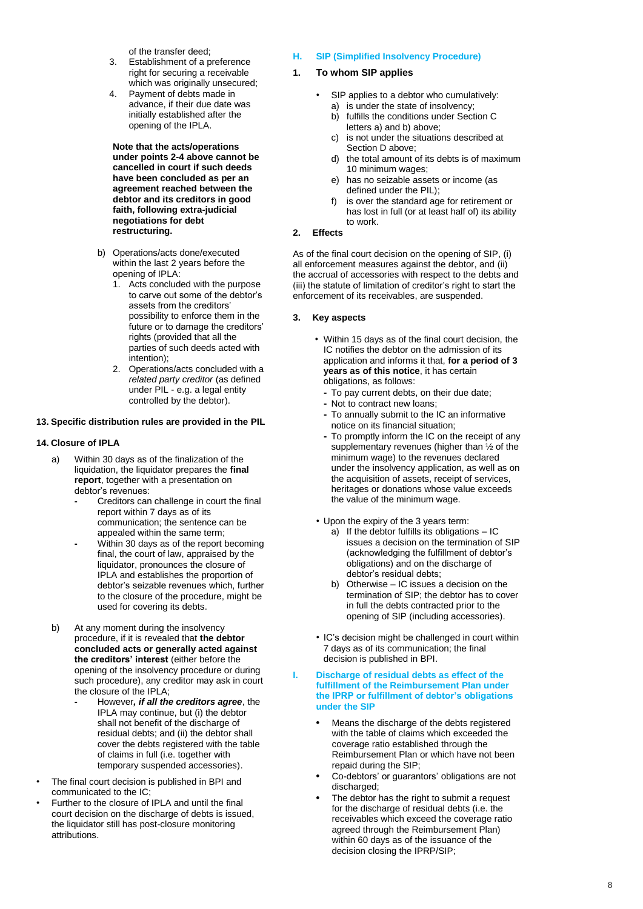of the transfer deed;

3. Establishment of a preference right for securing a receivable which was originally unsecured;
4. Payment of debts made in advance, if their due date was initially established after the opening of the IPLA.

**Note that the acts/operations under points 2-4 above cannot be cancelled in court if such deeds have been concluded as per an agreement reached between the debtor and its creditors in good faith, following extra-judicial negotiations for debt restructuring.**

b) Operations/acts done/executed within the last 2 years before the opening of IPLA:
   1. Acts concluded with the purpose to carve out some of the debtor's assets from the creditors' possibility to enforce them in the future or to damage the creditors' rights (provided that all the parties of such deeds acted with intention);
   2. Operations/acts concluded with a *related party creditor* (as defined under PIL - e.g. a legal entity controlled by the debtor).

### 13. Specific distribution rules are provided in the PIL

### 14. Closure of IPLA

a) Within 30 days as of the finalization of the liquidation, the liquidator prepares the **final report**, together with a presentation on debtor's revenues:
   - Creditors can challenge in court the final report within 7 days as of its communication; the sentence can be appealed within the same term;
   - Within 30 days as of the report becoming final, the court of law, appraised by the liquidator, pronounces the closure of IPLA and establishes the proportion of debtor's seizable revenues which, further to the closure of the procedure, might be used for covering its debts.

b) At any moment during the insolvency procedure, if it is revealed that **the debtor concluded acts or generally acted against the creditors' interest** (either before the opening of the insolvency procedure or during such procedure), any creditor may ask in court the closure of the IPLA;
   - However**, *if all the creditors agree***, the IPLA may continue, but (i) the debtor shall not benefit of the discharge of residual debts; and (ii) the debtor shall cover the debts registered with the table of claims in full (i.e. together with temporary suspended accessories).

- The final court decision is published in BPI and communicated to the IC;
- Further to the closure of IPLA and until the final court decision on the discharge of debts is issued, the liquidator still has post-closure monitoring attributions.

## H. SIP (Simplified Insolvency Procedure)

### 1. To whom SIP applies

- SIP applies to a debtor who cumulatively:
  a) is under the state of insolvency;
  b) fulfills the conditions under Section C letters a) and b) above;
  c) is not under the situations described at Section D above;
  d) the total amount of its debts is of maximum 10 minimum wages;
  e) has no seizable assets or income (as defined under the PIL);
  f) is over the standard age for retirement or has lost in full (or at least half of) its ability to work.

### 2. Effects

As of the final court decision on the opening of SIP, (i) all enforcement measures against the debtor, and (ii) the accrual of accessories with respect to the debts and (iii) the statute of limitation of creditor's right to start the enforcement of its receivables, are suspended.

### 3. Key aspects

- Within 15 days as of the final court decision, the IC notifies the debtor on the admission of its application and informs it that, **for a period of 3 years as of this notice**, it has certain obligations, as follows:
  - To pay current debts, on their due date;
  - Not to contract new loans;
  - To annually submit to the IC an informative notice on its financial situation;
  - To promptly inform the IC on the receipt of any supplementary revenues (higher than ½ of the minimum wage) to the revenues declared under the insolvency application, as well as on the acquisition of assets, receipt of services, heritages or donations whose value exceeds the value of the minimum wage.

- Upon the expiry of the 3 years term:
  a) If the debtor fulfills its obligations – IC issues a decision on the termination of SIP (acknowledging the fulfillment of debtor's obligations) and on the discharge of debtor's residual debts;
  b) Otherwise – IC issues a decision on the termination of SIP; the debtor has to cover in full the debts contracted prior to the opening of SIP (including accessories).

- IC's decision might be challenged in court within 7 days as of its communication; the final decision is published in BPI.

## I. Discharge of residual debts as effect of the fulfillment of the Reimbursement Plan under the IPRP or fulfillment of debtor's obligations under the SIP

- Means the discharge of the debts registered with the table of claims which exceeded the coverage ratio established through the Reimbursement Plan or which have not been repaid during the SIP;
- Co-debtors' or guarantors' obligations are not discharged;
- The debtor has the right to submit a request for the discharge of residual debts (i.e. the receivables which exceed the coverage ratio agreed through the Reimbursement Plan) within 60 days as of the issuance of the decision closing the IPRP/SIP;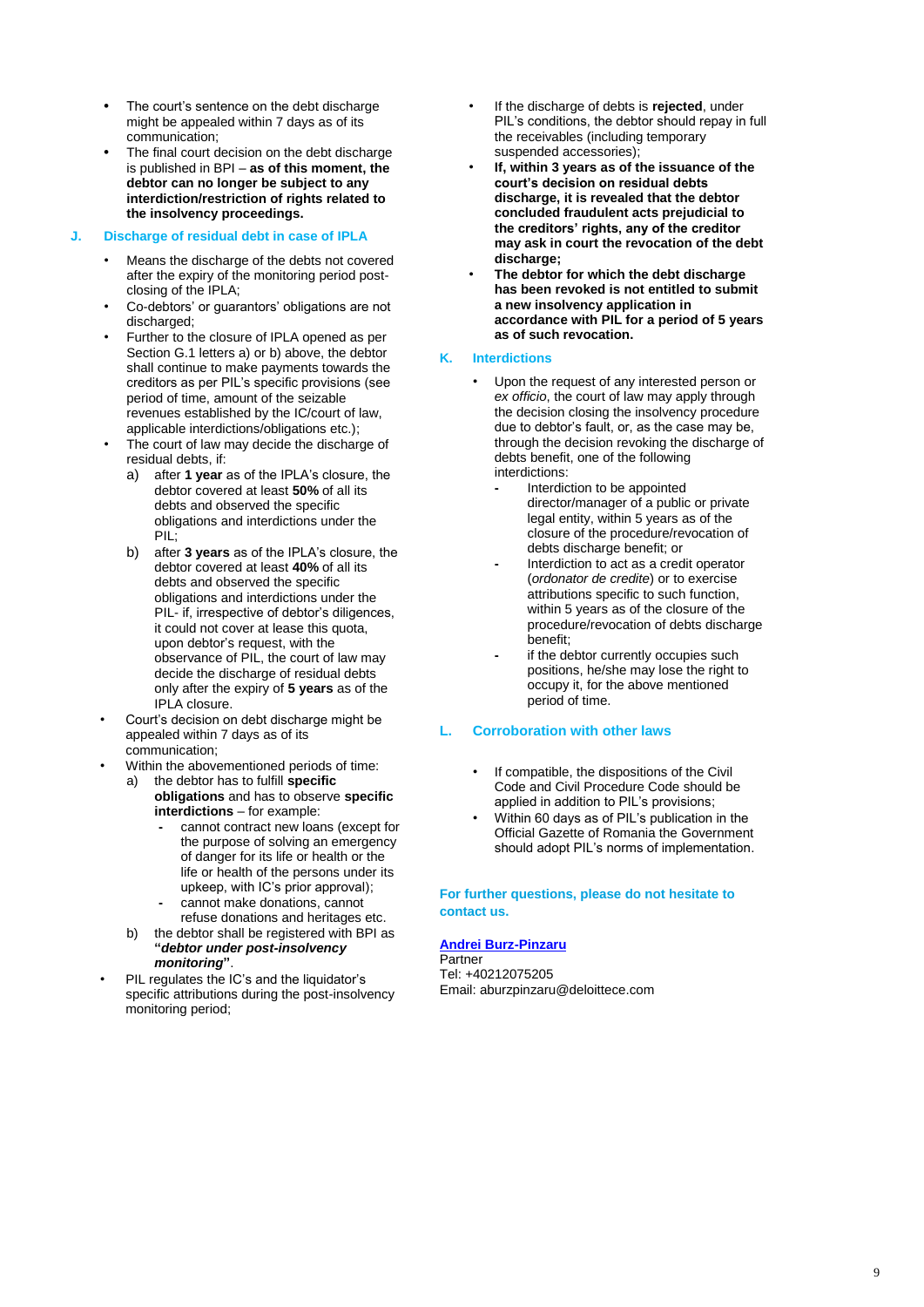- The court's sentence on the debt discharge might be appealed within 7 days as of its communication;
- The final court decision on the debt discharge is published in BPI – **as of this moment, the debtor can no longer be subject to any interdiction/restriction of rights related to the insolvency proceedings.**

## J. Discharge of residual debt in case of IPLA

- Means the discharge of the debts not covered after the expiry of the monitoring period post-closing of the IPLA;
- Co-debtors' or guarantors' obligations are not discharged;
- Further to the closure of IPLA opened as per Section G.1 letters a) or b) above, the debtor shall continue to make payments towards the creditors as per PIL's specific provisions (see period of time, amount of the seizable revenues established by the IC/court of law, applicable interdictions/obligations etc.);
- The court of law may decide the discharge of residual debts, if:
  a) after **1 year** as of the IPLA's closure, the debtor covered at least **50%** of all its debts and observed the specific obligations and interdictions under the PIL;
  b) after **3 years** as of the IPLA's closure, the debtor covered at least **40%** of all its debts and observed the specific obligations and interdictions under the PIL- if, irrespective of debtor's diligences, it could not cover at lease this quota, upon debtor's request, with the observance of PIL, the court of law may decide the discharge of residual debts only after the expiry of **5 years** as of the IPLA closure.
- Court's decision on debt discharge might be appealed within 7 days as of its communication;
- Within the abovementioned periods of time:
  a) the debtor has to fulfill **specific obligations** and has to observe **specific interdictions** – for example:
     - cannot contract new loans (except for the purpose of solving an emergency of danger for its life or health or the life or health of the persons under its upkeep, with IC's prior approval);
     - cannot make donations, cannot refuse donations and heritages etc.
  b) the debtor shall be registered with BPI as **"*debtor under post-insolvency monitoring*"**.
- PIL regulates the IC's and the liquidator's specific attributions during the post-insolvency monitoring period;
- If the discharge of debts is **rejected**, under PIL's conditions, the debtor should repay in full the receivables (including temporary suspended accessories);
- **If, within 3 years as of the issuance of the court's decision on residual debts discharge, it is revealed that the debtor concluded fraudulent acts prejudicial to the creditors' rights, any of the creditor may ask in court the revocation of the debt discharge;**
- **The debtor for which the debt discharge has been revoked is not entitled to submit a new insolvency application in accordance with PIL for a period of 5 years as of such revocation.**

## K. Interdictions

- Upon the request of any interested person or *ex officio*, the court of law may apply through the decision closing the insolvency procedure due to debtor's fault, or, as the case may be, through the decision revoking the discharge of debts benefit, one of the following interdictions:
  - Interdiction to be appointed director/manager of a public or private legal entity, within 5 years as of the closure of the procedure/revocation of debts discharge benefit; or
  - Interdiction to act as a credit operator (*ordonator de credite*) or to exercise attributions specific to such function, within 5 years as of the closure of the procedure/revocation of debts discharge benefit;
  - if the debtor currently occupies such positions, he/she may lose the right to occupy it, for the above mentioned period of time.

## L. Corroboration with other laws

- If compatible, the dispositions of the Civil Code and Civil Procedure Code should be applied in addition to PIL's provisions;
- Within 60 days as of PIL's publication in the Official Gazette of Romania the Government should adopt PIL's norms of implementation.

**For further questions, please do not hesitate to contact us.**

**Andrei Burz-Pinzaru**
Partner
Tel: +40212075205
Email: aburzpinzaru@deloittece.com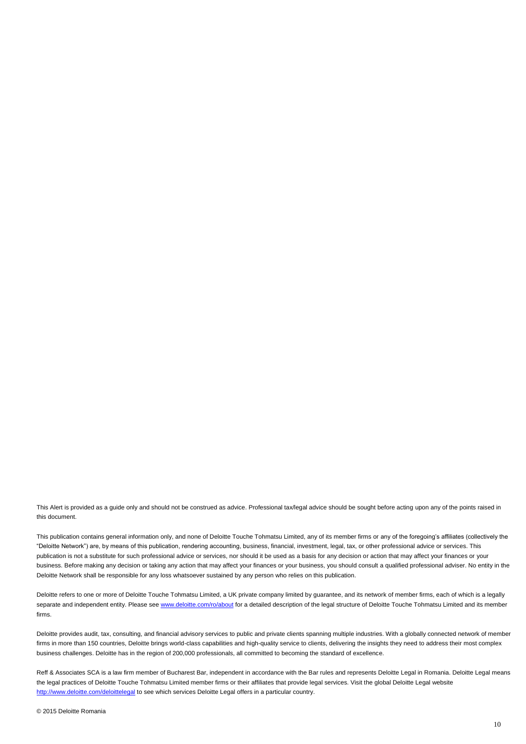This Alert is provided as a guide only and should not be construed as advice. Professional tax/legal advice should be sought before acting upon any of the points raised in this document.

This publication contains general information only, and none of Deloitte Touche Tohmatsu Limited, any of its member firms or any of the foregoing's affiliates (collectively the "Deloitte Network") are, by means of this publication, rendering accounting, business, financial, investment, legal, tax, or other professional advice or services. This publication is not a substitute for such professional advice or services, nor should it be used as a basis for any decision or action that may affect your finances or your business. Before making any decision or taking any action that may affect your finances or your business, you should consult a qualified professional adviser. No entity in the Deloitte Network shall be responsible for any loss whatsoever sustained by any person who relies on this publication.

Deloitte refers to one or more of Deloitte Touche Tohmatsu Limited, a UK private company limited by guarantee, and its network of member firms, each of which is a legally separate and independent entity. Please see [www.deloitte.com/ro/about](www.deloitte.com/ro/about) for a detailed description of the legal structure of Deloitte Touche Tohmatsu Limited and its member firms.

Deloitte provides audit, tax, consulting, and financial advisory services to public and private clients spanning multiple industries. With a globally connected network of member firms in more than 150 countries, Deloitte brings world-class capabilities and high-quality service to clients, delivering the insights they need to address their most complex business challenges. Deloitte has in the region of 200,000 professionals, all committed to becoming the standard of excellence.

Reff & Associates SCA is a law firm member of Bucharest Bar, independent in accordance with the Bar rules and represents Deloitte Legal in Romania. Deloitte Legal means the legal practices of Deloitte Touche Tohmatsu Limited member firms or their affiliates that provide legal services. Visit the global Deloitte Legal website [http://www.deloitte.com/deloittelegal](http://www.deloitte.com/deloittelegal) to see which services Deloitte Legal offers in a particular country.

© 2015 Deloitte Romania